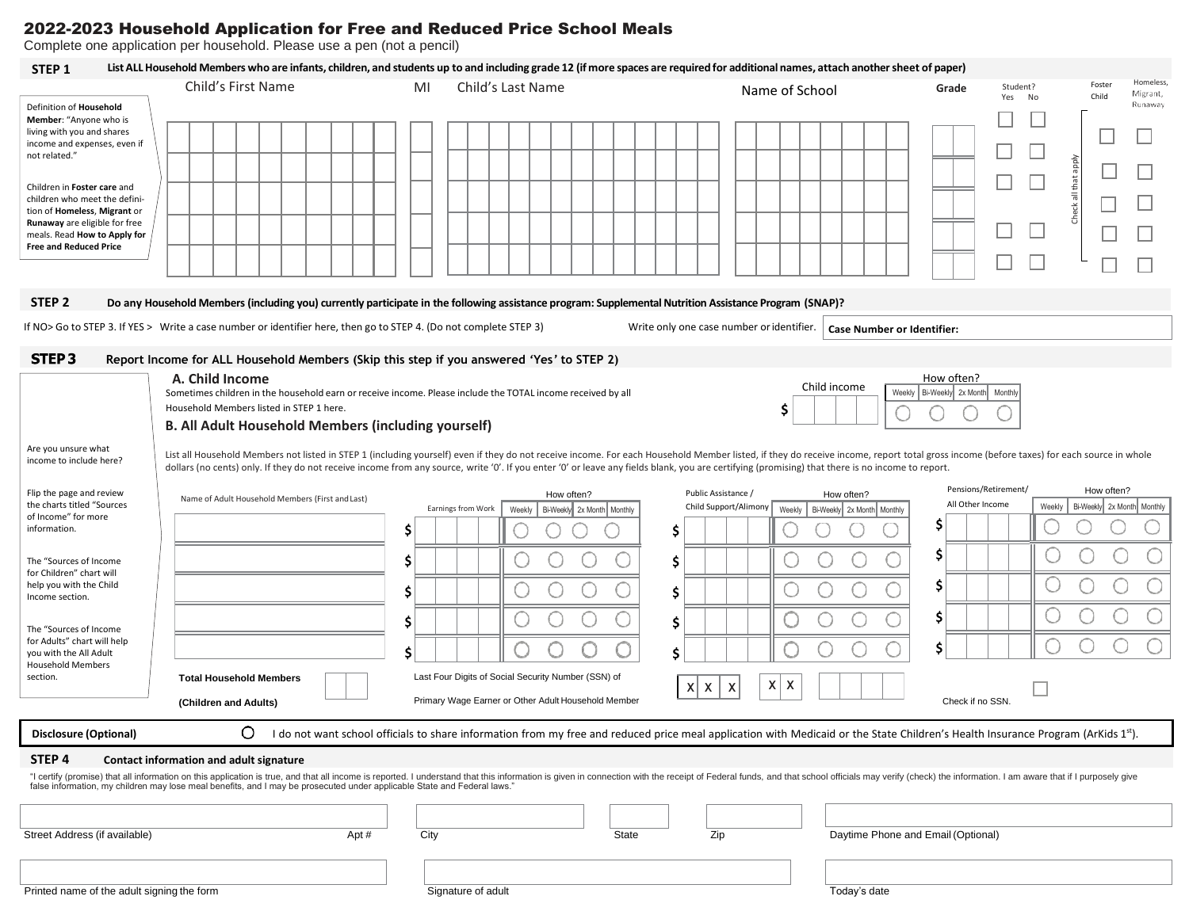# 2022-2023 Household Application for Free and Reduced Price School Meals

Complete one application per household. Please use a pen (not a pencil)

## STEP 1

**List ALL Household Members who are infants, children, and students up to and including grade 12 (if more spaces are required for additional names, attach another sheet of paper)**

Definition of **Household Member**: "Anyone who is living with you and shares income and expenses, even if not related."

Children in **Foster care** and children who meet the definition of **Homeless**, **Migrant** or **Runaway** are eligible for free meals. Read **How to Apply for Free and Reduced Price**

| Child's First Name | MI | Child's Last Name | Name of School | Grade | Student? Yes | Student? No | Foster Child | Homeless, Migrant, Runaway |
|---|---|---|---|---|---|---|---|---|
| | | | | | ☐ | ☐ | ☐ | ☐ |
| | | | | | ☐ | ☐ | ☐ | ☐ |
| | | | | | ☐ | ☐ | ☐ | ☐ |
| | | | | | ☐ | ☐ | ☐ | ☐ |
| | | | | | ☐ | ☐ | ☐ | ☐ |

Check all that apply

## STEP 2

**Do any Household Members (including you) currently participate in the following assistance program: Supplemental Nutrition Assistance Program (SNAP)?**

If NO> Go to STEP 3. If YES > Write a case number or identifier here, then go to STEP 4. (Do not complete STEP 3)

Write only one case number or identifier. **Case Number or Identifier:**

## STEP 3

**Report Income for ALL Household Members (Skip this step if you answered 'Yes' to STEP 2)**

### A. Child Income

Sometimes children in the household earn or receive income. Please include the TOTAL income received by all Household Members listed in STEP 1 here.

Child income $ ____ How often? ○ Weekly ○ Bi-Weekly ○ 2x Month ○ Monthly

### B. All Adult Household Members (including yourself)

Are you unsure what income to include here?

Flip the page and review the charts titled "Sources of Income" for more information.

The "Sources of Income for Children" chart will help you with the Child Income section.

The "Sources of Income for Adults" chart will help you with the All Adult Household Members section.

List all Household Members not listed in STEP 1 (including yourself) even if they do not receive income. For each Household Member listed, if they do receive income, report total gross income (before taxes) for each source in whole dollars (no cents) only. If they do not receive income from any source, write '0'. If you enter '0' or leave any fields blank, you are certifying (promising) that there is no income to report.

| Name of Adult Household Members (First and Last) | Earnings from Work | How often? (Weekly / Bi-Weekly / 2x Month / Monthly) | Public Assistance / Child Support/Alimony | How often? (Weekly / Bi-Weekly / 2x Month / Monthly) | Pensions/Retirement/ All Other Income | How often? (Weekly / Bi-Weekly / 2x Month / Monthly) |
|---|---|---|---|---|---|---|
| | $ | ○ ○ ○ ○ | $ | ○ ○ ○ ○ | $ | ○ ○ ○ ○ |
| | $ | ○ ○ ○ ○ | $ | ○ ○ ○ ○ | $ | ○ ○ ○ ○ |
| | $ | ○ ○ ○ ○ | $ | ○ ○ ○ ○ | $ | ○ ○ ○ ○ |
| | $ | ○ ○ ○ ○ | $ | ○ ○ ○ ○ | $ | ○ ○ ○ ○ |
| | $ | ○ ○ ○ ○ | $ | ○ ○ ○ ○ | $ | ○ ○ ○ ○ |

**Total Household Members (Children and Adults)** ____

Last Four Digits of Social Security Number (SSN) of Primary Wage Earner or Other Adult Household Member: X X X – X X – ____

☐ Check if no SSN.

**Disclosure (Optional)** ○ I do not want school officials to share information from my free and reduced price meal application with Medicaid or the State Children's Health Insurance Program (ArKids 1st).

## STEP 4

**Contact information and adult signature**

"I certify (promise) that all information on this application is true, and that all income is reported. I understand that this information is given in connection with the receipt of Federal funds, and that school officials may verify (check) the information. I am aware that if I purposely give false information, my children may lose meal benefits, and I may be prosecuted under applicable State and Federal laws."

| Street Address (if available) | Apt # | City | State | Zip | Daytime Phone and Email (Optional) |
|---|---|---|---|---|---|
| | | | | | |

| Printed name of the adult signing the form | Signature of adult | Today's date |
|---|---|---|
| | | |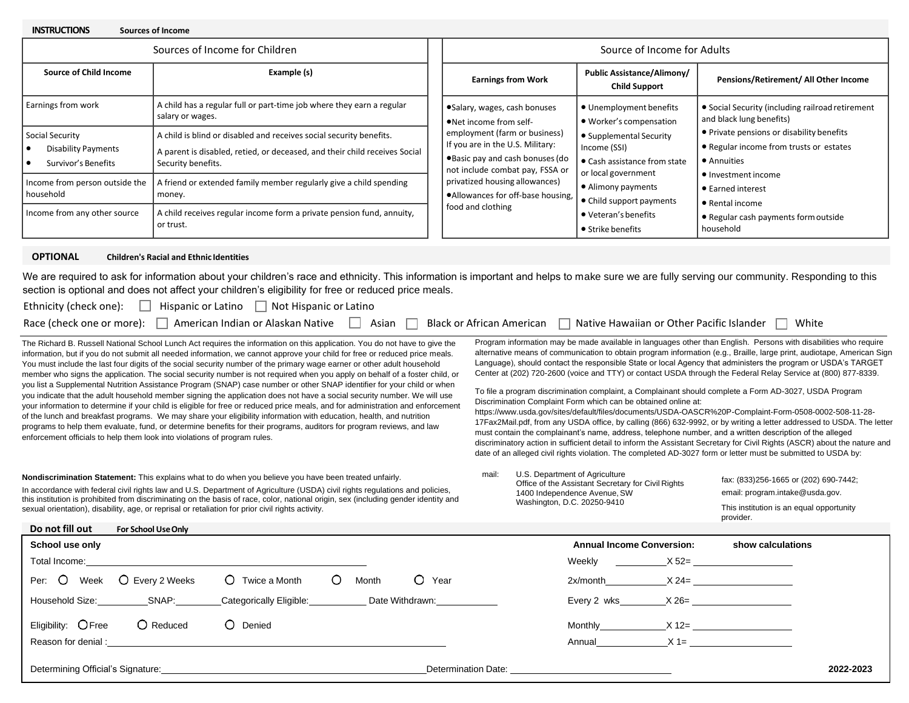## INSTRUCTIONS Sources of Income

### Sources of Income for Children

| Source of Child Income | Example (s) |
|---|---|
| Earnings from work | A child has a regular full or part-time job where they earn a regular salary or wages. |
| Social Security<br>• Disability Payments<br>• Survivor's Benefits | A child is blind or disabled and receives social security benefits.<br>A parent is disabled, retied, or deceased, and their child receives Social Security benefits. |
| Income from person outside the household | A friend or extended family member regularly give a child spending money. |
| Income from any other source | A child receives regular income form a private pension fund, annuity, or trust. |

### Source of Income for Adults

| Earnings from Work | Public Assistance/Alimony/ Child Support | Pensions/Retirement/ All Other Income |
|---|---|---|
| • Salary, wages, cash bonuses<br>• Net income from self-employment (farm or business)<br>If you are in the U.S. Military:<br>• Basic pay and cash bonuses (do not include combat pay, FSSA or privatized housing allowances)<br>• Allowances for off-base housing, food and clothing | • Unemployment benefits<br>• Worker's compensation<br>• Supplemental Security Income (SSI)<br>• Cash assistance from state or local government<br>• Alimony payments<br>• Child support payments<br>• Veteran's benefits<br>• Strike benefits | • Social Security (including railroad retirement and black lung benefits)<br>• Private pensions or disability benefits<br>• Regular income from trusts or estates<br>• Annuities<br>• Investment income<br>• Earned interest<br>• Rental income<br>• Regular cash payments form outside household |

## OPTIONAL Children's Racial and Ethnic Identities

We are required to ask for information about your children's race and ethnicity. This information is important and helps to make sure we are fully serving our community. Responding to this section is optional and does not affect your children's eligibility for free or reduced price meals.

Ethnicity (check one): ☐ Hispanic or Latino ☐ Not Hispanic or Latino

Race (check one or more): ☐ American Indian or Alaskan Native ☐ Asian ☐ Black or African American ☐ Native Hawaiian or Other Pacific Islander ☐ White

The Richard B. Russell National School Lunch Act requires the information on this application. You do not have to give the information, but if you do not submit all needed information, we cannot approve your child for free or reduced price meals. You must include the last four digits of the social security number of the primary wage earner or other adult household member who signs the application. The social security number is not required when you apply on behalf of a foster child, or you list a Supplemental Nutrition Assistance Program (SNAP) case number or other SNAP identifier for your child or when you indicate that the adult household member signing the application does not have a social security number. We will use your information to determine if your child is eligible for free or reduced price meals, and for administration and enforcement of the lunch and breakfast programs. We may share your eligibility information with education, health, and nutrition programs to help them evaluate, fund, or determine benefits for their programs, auditors for program reviews, and law enforcement officials to help them look into violations of program rules.

**Nondiscrimination Statement:** This explains what to do when you believe you have been treated unfairly.

In accordance with federal civil rights law and U.S. Department of Agriculture (USDA) civil rights regulations and policies, this institution is prohibited from discriminating on the basis of race, color, national origin, sex (including gender identity and sexual orientation), disability, age, or reprisal or retaliation for prior civil rights activity.

Program information may be made available in languages other than English. Persons with disabilities who require alternative means of communication to obtain program information (e.g., Braille, large print, audiotape, American Sign Language), should contact the responsible State or local Agency that administers the program or USDA's TARGET Center at (202) 720-2600 (voice and TTY) or contact USDA through the Federal Relay Service at (800) 877-8339.

To file a program discrimination complaint, a Complainant should complete a Form AD-3027, USDA Program Discrimination Complaint Form which can be obtained online at: https://www.usda.gov/sites/default/files/documents/USDA-OASCR%20P-Complaint-Form-0508-0002-508-11-28-17Fax2Mail.pdf, from any USDA office, by calling (866) 632-9992, or by writing a letter addressed to USDA. The letter must contain the complainant's name, address, telephone number, and a written description of the alleged discriminatory action in sufficient detail to inform the Assistant Secretary for Civil Rights (ASCR) about the nature and date of an alleged civil rights violation. The completed AD-3027 form or letter must be submitted to USDA by:

mail: U.S. Department of Agriculture
Office of the Assistant Secretary for Civil Rights
1400 Independence Avenue, SW
Washington, D.C. 20250-9410

fax: (833)256-1665 or (202) 690-7442;

email: program.intake@usda.gov.

This institution is an equal opportunity provider.

## Do not fill out For School Use Only

**School use only**

Total Income: ____________________

Per: ◯ Week ◯ Every 2 Weeks ◯ Twice a Month ◯ Month ◯ Year

Household Size: ________ SNAP: ________ Categorically Eligible: ________ Date Withdrawn: ________

Eligibility: ◯ Free ◯ Reduced ◯ Denied

Reason for denial : ____________________

**Annual Income Conversion:** **show calculations**

Weekly ________ X 52= ________

2x/month ________ X 24= ________

Every 2 wks ________ X 26= ________

Monthly ________ X 12= ________

Annual ________ X 1= ________

Determining Official's Signature: ____________________ Determination Date: ____________________

2022-2023